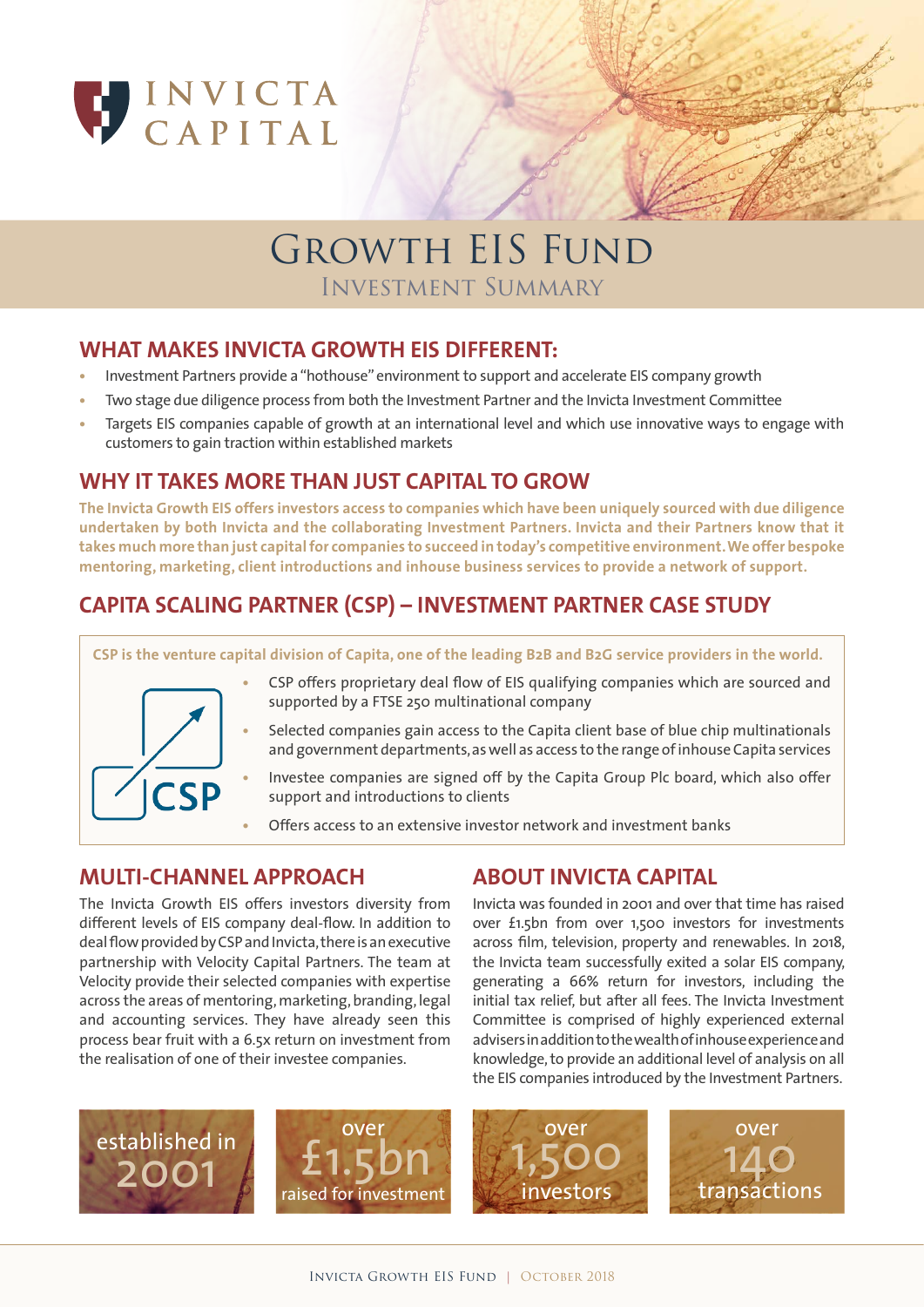INVICTA CAPITAL

# Growth EIS Fund

## Investment Summary

## WHAT MAKES INVICTA GROWTH EIS DIFFERENT:

- Investment Partners provide a "hothouse" environment to support and accelerate EIS company growth
- Two stage due diligence process from both the Investment Partner and the Invicta Investment Committee
- Targets EIS companies capable of growth at an international level and which use innovative ways to engage with customers to gain traction within established markets

## WHY IT TAKES MORE THAN JUST CAPITAL TO GROW

**The Invicta Growth EIS offers investors access to companies which have been uniquely sourced with due diligence undertaken by both Invicta and the collaborating Investment Partners. Invicta and their Partners know that it takes much more than just capital for companies to succeed in today's competitive environment. We offer bespoke mentoring, marketing, client introductions and inhouse business services to provide a network of support.**

## CAPITA SCALING PARTNER (CSP) – INVESTMENT PARTNER CASE STUDY

**CSP is the venture capital division of Capita, one of the leading B2B and B2G service providers in the world.**

CSP

- CSP offers proprietary deal flow of EIS qualifying companies which are sourced and supported by a FTSE 250 multinational company
- Selected companies gain access to the Capita client base of blue chip multinationals and government departments, as well as access to the range of inhouse Capita services
- Investee companies are signed off by the Capita Group Plc board, which also offer support and introductions to clients
- Offers access to an extensive investor network and investment banks

## MULTI-CHANNEL APPROACH

The Invicta Growth EIS offers investors diversity from different levels of EIS company deal-flow. In addition to deal flow provided by CSP and Invicta, there is an executive partnership with Velocity Capital Partners. The team at Velocity provide their selected companies with expertise across the areas of mentoring, marketing, branding, legal and accounting services. They have already seen this process bear fruit with a 6.5x return on investment from the realisation of one of their investee companies.

## ABOUT INVICTA CAPITAL

Invicta was founded in 2001 and over that time has raised over £1.5bn from over 1,500 investors for investments across film, television, property and renewables. In 2018, the Invicta team successfully exited a solar EIS company, generating a 66% return for investors, including the initial tax relief, but after all fees. The Invicta Investment Committee is comprised of highly experienced external advisers in addition to the wealth of inhouse experience and knowledge, to provide an additional level of analysis on all the EIS companies introduced by the Investment Partners.

established in
2001

over
£1.5bn
raised for investment

over
1,500
investors

over
140
transactions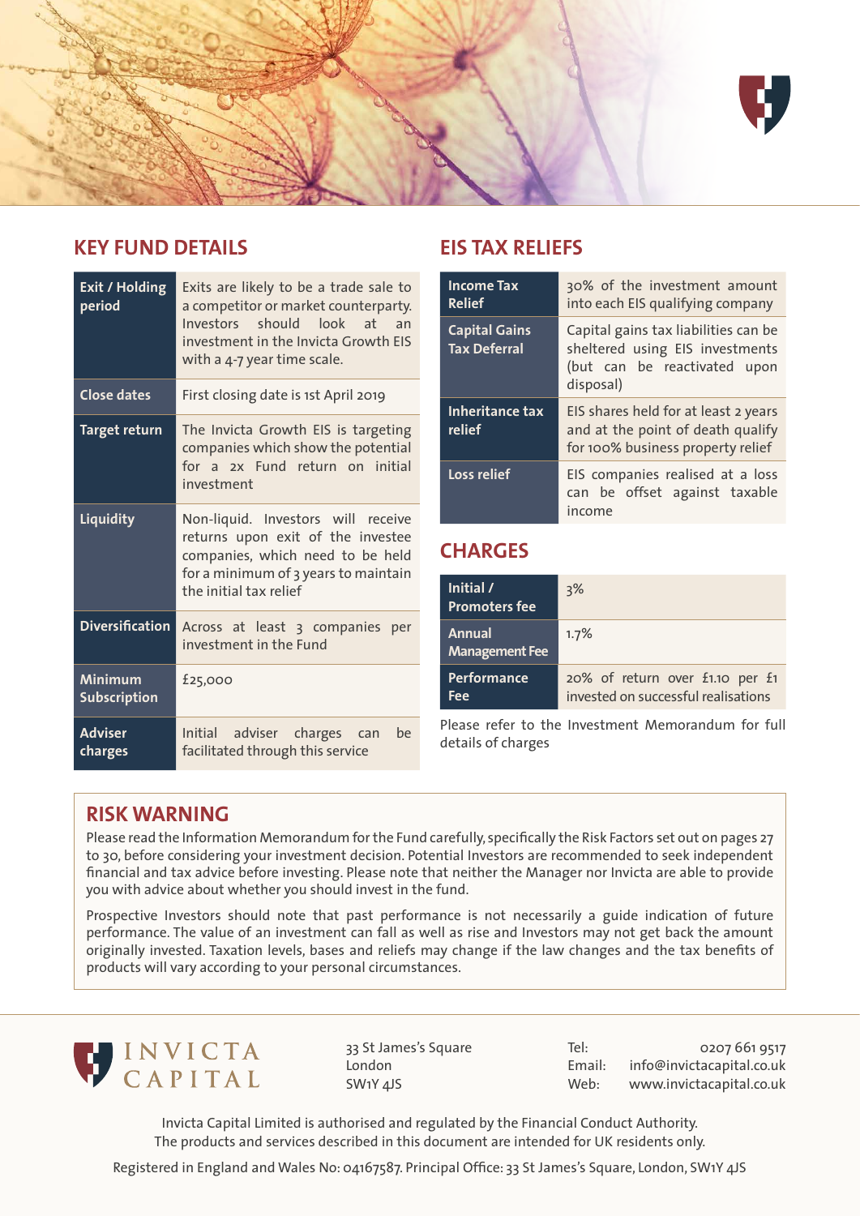## KEY FUND DETAILS

| | |
|---|---|
| **Exit / Holding period** | Exits are likely to be a trade sale to a competitor or market counterparty. Investors should look at an investment in the Invicta Growth EIS with a 4-7 year time scale. |
| **Close dates** | First closing date is 1st April 2019 |
| **Target return** | The Invicta Growth EIS is targeting companies which show the potential for a 2x Fund return on initial investment |
| **Liquidity** | Non-liquid. Investors will receive returns upon exit of the investee companies, which need to be held for a minimum of 3 years to maintain the initial tax relief |
| **Diversification** | Across at least 3 companies per investment in the Fund |
| **Minimum Subscription** | £25,000 |
| **Adviser charges** | Initial adviser charges can be facilitated through this service |

## EIS TAX RELIEFS

| | |
|---|---|
| **Income Tax Relief** | 30% of the investment amount into each EIS qualifying company |
| **Capital Gains Tax Deferral** | Capital gains tax liabilities can be sheltered using EIS investments (but can be reactivated upon disposal) |
| **Inheritance tax relief** | EIS shares held for at least 2 years and at the point of death qualify for 100% business property relief |
| **Loss relief** | EIS companies realised at a loss can be offset against taxable income |

## CHARGES

| | |
|---|---|
| **Initial / Promoters fee** | 3% |
| **Annual Management Fee** | 1.7% |
| **Performance Fee** | 20% of return over £1.10 per £1 invested on successful realisations |

Please refer to the Investment Memorandum for full details of charges

## RISK WARNING

Please read the Information Memorandum for the Fund carefully, specifically the Risk Factors set out on pages 27 to 30, before considering your investment decision. Potential Investors are recommended to seek independent financial and tax advice before investing. Please note that neither the Manager nor Invicta are able to provide you with advice about whether you should invest in the fund.

Prospective Investors should note that past performance is not necessarily a guide indication of future performance. The value of an investment can fall as well as rise and Investors may not get back the amount originally invested. Taxation levels, bases and reliefs may change if the law changes and the tax benefits of products will vary according to your personal circumstances.

INVICTA CAPITAL

33 St James's Square
London
SW1Y 4JS

Tel: 0207 661 9517
Email: info@invictacapital.co.uk
Web: www.invictacapital.co.uk

Invicta Capital Limited is authorised and regulated by the Financial Conduct Authority.
The products and services described in this document are intended for UK residents only.

Registered in England and Wales No: 04167587. Principal Office: 33 St James's Square, London, SW1Y 4JS